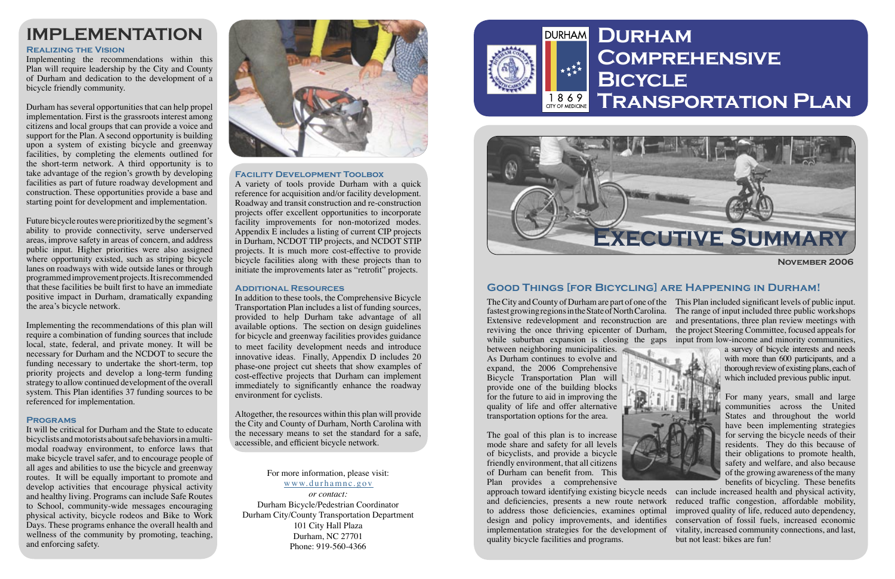# Durham Comprehensive Bicycle Transportation Plan

DURHAM
1 8 6 9
CITY OF MEDICINE

# Executive Summary

**November 2006**

## Good Things [for Bicycling] are Happening in Durham!

The City and County of Durham are part of one of the fastest growing regions in the State of North Carolina. Extensive redevelopment and reconstruction are reviving the once thriving epicenter of Durham, while suburban expansion is closing the gaps between neighboring municipalities. As Durham continues to evolve and expand, the 2006 Comprehensive Bicycle Transportation Plan will provide one of the building blocks for the future to aid in improving the quality of life and offer alternative transportation options for the area.

The goal of this plan is to increase mode share and safety for all levels of bicyclists, and provide a bicycle friendly environment, that all citizens of Durham can benefit from. This Plan provides a comprehensive approach toward identifying existing bicycle needs and deficiencies, presents a new route network to address those deficiencies, examines optimal design and policy improvements, and identifies implementation strategies for the development of quality bicycle facilities and programs.

This Plan included significant levels of public input. The range of input included three public workshops and presentations, three plan review meetings with the project Steering Committee, focused appeals for input from low-income and minority communities, a survey of bicycle interests and needs with more than 600 participants, and a thorough review of existing plans, each of which included previous public input.

For many years, small and large communities across the United States and throughout the world have been implementing strategies for serving the bicycle needs of their residents. They do this because of their obligations to promote health, safety and welfare, and also because of the growing awareness of the many benefits of bicycling. These benefits can include increased health and physical activity, reduced traffic congestion, affordable mobility, improved quality of life, reduced auto dependency, conservation of fossil fuels, increased economic vitality, increased community connections, and last, but not least: bikes are fun!

# IMPLEMENTATION

### Realizing the Vision

Implementing the recommendations within this Plan will require leadership by the City and County of Durham and dedication to the development of a bicycle friendly community.

Durham has several opportunities that can help propel implementation. First is the grassroots interest among citizens and local groups that can provide a voice and support for the Plan. A second opportunity is building upon a system of existing bicycle and greenway facilities, by completing the elements outlined for the short-term network. A third opportunity is to take advantage of the region's growth by developing facilities as part of future roadway development and construction. These opportunities provide a base and starting point for development and implementation.

Future bicycle routes were prioritized by the segment's ability to provide connectivity, serve underserved areas, improve safety in areas of concern, and address public input. Higher priorities were also assigned where opportunity existed, such as striping bicycle lanes on roadways with wide outside lanes or through programmed improvement projects. It is recommended that these facilities be built first to have an immediate positive impact in Durham, dramatically expanding the area's bicycle network.

Implementing the recommendations of this plan will require a combination of funding sources that include local, state, federal, and private money. It will be necessary for Durham and the NCDOT to secure the funding necessary to undertake the short-term, top priority projects and develop a long-term funding strategy to allow continued development of the overall system. This Plan identifies 37 funding sources to be referenced for implementation.

### Programs

It will be critical for Durham and the State to educate bicyclists and motorists about safe behaviors in a multi-modal roadway environment, to enforce laws that make bicycle travel safer, and to encourage people of all ages and abilities to use the bicycle and greenway routes. It will be equally important to promote and develop activities that encourage physical activity and healthy living. Programs can include Safe Routes to School, community-wide messages encouraging physical activity, bicycle rodeos and Bike to Work Days. These programs enhance the overall health and wellness of the community by promoting, teaching, and enforcing safety.

### Facility Development Toolbox

A variety of tools provide Durham with a quick reference for acquisition and/or facility development. Roadway and transit construction and re-construction projects offer excellent opportunities to incorporate facility improvements for non-motorized modes. Appendix E includes a listing of current CIP projects in Durham, NCDOT TIP projects, and NCDOT STIP projects. It is much more cost-effective to provide bicycle facilities along with these projects than to initiate the improvements later as "retrofit" projects.

### Additional Resources

In addition to these tools, the Comprehensive Bicycle Transportation Plan includes a list of funding sources, provided to help Durham take advantage of all available options. The section on design guidelines for bicycle and greenway facilities provides guidance to meet facility development needs and introduce innovative ideas. Finally, Appendix D includes 20 phase-one project cut sheets that show examples of cost-effective projects that Durham can implement immediately to significantly enhance the roadway environment for cyclists.

Altogether, the resources within this plan will provide the City and County of Durham, North Carolina with the necessary means to set the standard for a safe, accessible, and efficient bicycle network.

For more information, please visit:
www.durhamnc.gov
*or contact:*
Durham Bicycle/Pedestrian Coordinator
Durham City/County Transportation Department
101 City Hall Plaza
Durham, NC 27701
Phone: 919-560-4366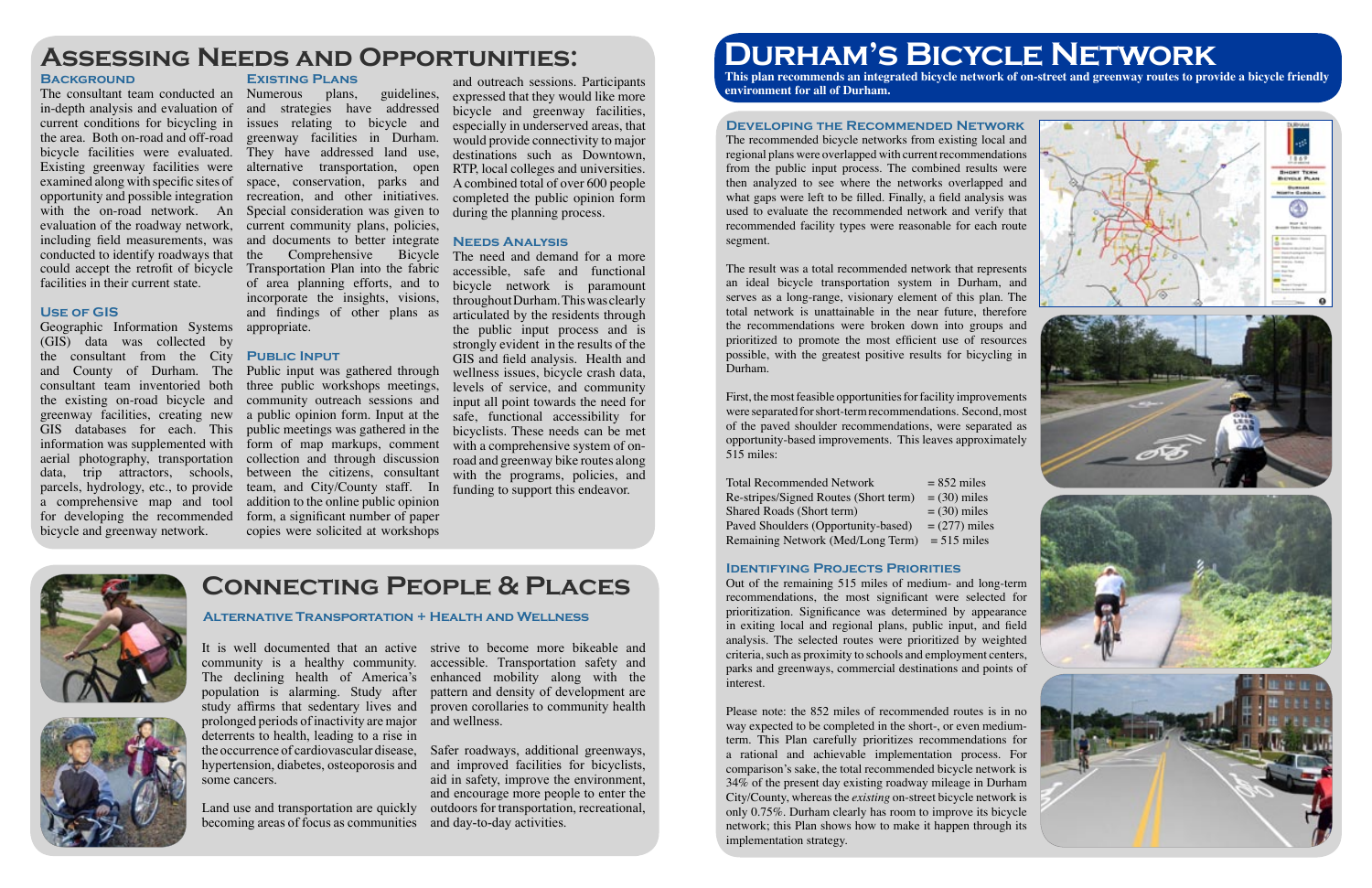# Assessing Needs and Opportunities:

## Background

The consultant team conducted an in-depth analysis and evaluation of current conditions for bicycling in the area. Both on-road and off-road bicycle facilities were evaluated. Existing greenway facilities were examined along with specific sites of opportunity and possible integration with the on-road network. An evaluation of the roadway network, including field measurements, was conducted to identify roadways that could accept the retrofit of bicycle facilities in their current state.

## Use of GIS

Geographic Information Systems (GIS) data was collected by the consultant from the City and County of Durham. The consultant team inventoried both the existing on-road bicycle and greenway facilities, creating new GIS databases for each. This information was supplemented with aerial photography, transportation data, trip attractors, schools, parcels, hydrology, etc., to provide a comprehensive map and tool for developing the recommended bicycle and greenway network.

## Existing Plans

Numerous plans, guidelines, and strategies have addressed issues relating to bicycle and greenway facilities in Durham. They have addressed land use, alternative transportation, open space, conservation, parks and recreation, and other initiatives. Special consideration was given to current community plans, policies, and documents to better integrate the Comprehensive Bicycle Transportation Plan into the fabric of area planning efforts, and to incorporate the insights, visions, and findings of other plans as appropriate.

## Public Input

Public input was gathered through three public workshops meetings, community outreach sessions and a public opinion form. Input at the public meetings was gathered in the form of map markups, comment collection and through discussion between the citizens, consultant team, and City/County staff. In addition to the online public opinion form, a significant number of paper copies were solicited at workshops and outreach sessions. Participants expressed that they would like more bicycle and greenway facilities, especially in underserved areas, that would provide connectivity to major destinations such as Downtown, RTP, local colleges and universities. A combined total of over 600 people completed the public opinion form during the planning process.

## Needs Analysis

The need and demand for a more accessible, safe and functional bicycle network is paramount throughout Durham. This was clearly articulated by the residents through the public input process and is strongly evident in the results of the GIS and field analysis. Health and wellness issues, bicycle crash data, levels of service, and community input all point towards the need for safe, functional accessibility for bicyclists. These needs can be met with a comprehensive system of on-road and greenway bike routes along with the programs, policies, and funding to support this endeavor.

# Connecting People & Places

## Alternative Transportation + Health and Wellness

It is well documented that an active community is a healthy community. The declining health of America's population is alarming. Study after study affirms that sedentary lives and prolonged periods of inactivity are major deterrents to health, leading to a rise in the occurrence of cardiovascular disease, hypertension, diabetes, osteoporosis and some cancers.

Land use and transportation are quickly becoming areas of focus as communities strive to become more bikeable and accessible. Transportation safety and enhanced mobility along with the pattern and density of development are proven corollaries to community health and wellness.

Safer roadways, additional greenways, and improved facilities for bicyclists, aid in safety, improve the environment, and encourage more people to enter the outdoors for transportation, recreational, and day-to-day activities.

# Durham's Bicycle Network

**This plan recommends an integrated bicycle network of on-street and greenway routes to provide a bicycle friendly environment for all of Durham.**

## Developing the Recommended Network

The recommended bicycle networks from existing local and regional plans were overlapped with current recommendations from the public input process. The combined results were then analyzed to see where the networks overlapped and what gaps were left to be filled. Finally, a field analysis was used to evaluate the recommended network and verify that recommended facility types were reasonable for each route segment.

The result was a total recommended network that represents an ideal bicycle transportation system in Durham, and serves as a long-range, visionary element of this plan. The total network is unattainable in the near future, therefore the recommendations were broken down into groups and prioritized to promote the most efficient use of resources possible, with the greatest positive results for bicycling in Durham.

First, the most feasible opportunities for facility improvements were separated for short-term recommendations. Second, most of the paved shoulder recommendations, were separated as opportunity-based improvements. This leaves approximately 515 miles:

| | |
|---|---|
| Total Recommended Network | = 852 miles |
| Re-stripes/Signed Routes (Short term) | = (30) miles |
| Shared Roads (Short term) | = (30) miles |
| Paved Shoulders (Opportunity-based) | = (277) miles |
| Remaining Network (Med/Long Term) | = 515 miles |

## Identifying Projects Priorities

Out of the remaining 515 miles of medium- and long-term recommendations, the most significant were selected for prioritization. Significance was determined by appearance in exiting local and regional plans, public input, and field analysis. The selected routes were prioritized by weighted criteria, such as proximity to schools and employment centers, parks and greenways, commercial destinations and points of interest.

Please note: the 852 miles of recommended routes is in no way expected to be completed in the short-, or even medium-term. This Plan carefully prioritizes recommendations for a rational and achievable implementation process. For comparison's sake, the total recommended bicycle network is 34% of the present day existing roadway mileage in Durham City/County, whereas the *existing* on-street bicycle network is only 0.75%. Durham clearly has room to improve its bicycle network; this Plan shows how to make it happen through its implementation strategy.